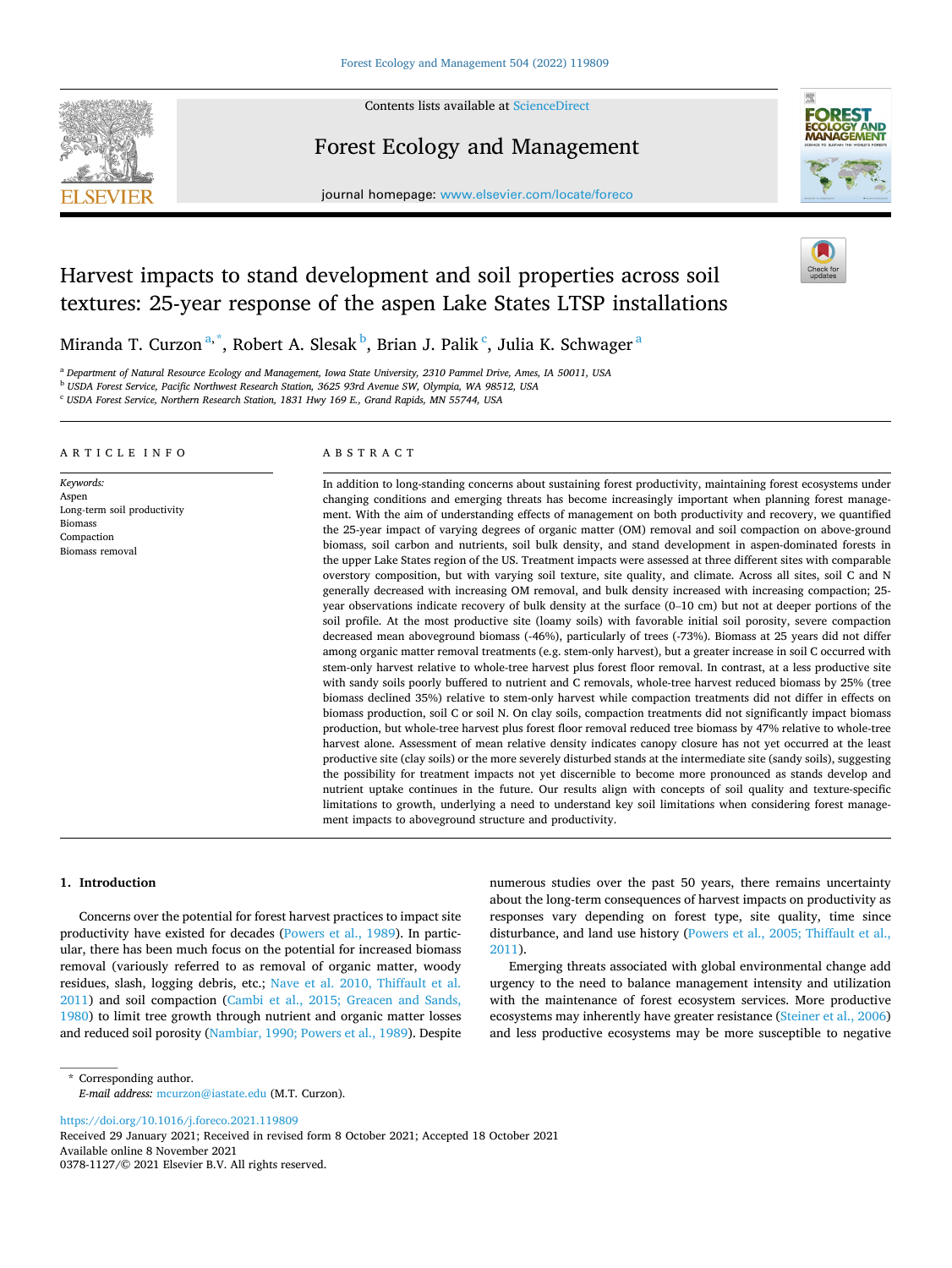Contents lists available at ScienceDirect

# Forest Ecology and Management

journal homepage: www.elsevier.com/locate/foreco

# Harvest impacts to stand development and soil properties across soil textures: 25-year response of the aspen Lake States LTSP installations

Miranda T. Curzon[a,*], Robert A. Slesak[b], Brian J. Palik[c], Julia K. Schwager[a]

[a] Department of Natural Resource Ecology and Management, Iowa State University, 2310 Pammel Drive, Ames, IA 50011, USA
[b] USDA Forest Service, Pacific Northwest Research Station, 3625 93rd Avenue SW, Olympia, WA 98512, USA
[c] USDA Forest Service, Northern Research Station, 1831 Hwy 169 E., Grand Rapids, MN 55744, USA

## ARTICLE INFO

*Keywords:*
Aspen
Long-term soil productivity
Biomass
Compaction
Biomass removal

## ABSTRACT

In addition to long-standing concerns about sustaining forest productivity, maintaining forest ecosystems under changing conditions and emerging threats has become increasingly important when planning forest management. With the aim of understanding effects of management on both productivity and recovery, we quantified the 25-year impact of varying degrees of organic matter (OM) removal and soil compaction on above-ground biomass, soil carbon and nutrients, soil bulk density, and stand development in aspen-dominated forests in the upper Lake States region of the US. Treatment impacts were assessed at three different sites with comparable overstory composition, but with varying soil texture, site quality, and climate. Across all sites, soil C and N generally decreased with increasing OM removal, and bulk density increased with increasing compaction; 25-year observations indicate recovery of bulk density at the surface (0–10 cm) but not at deeper portions of the soil profile. At the most productive site (loamy soils) with favorable initial soil porosity, severe compaction decreased mean aboveground biomass (-46%), particularly of trees (-73%). Biomass at 25 years did not differ among organic matter removal treatments (e.g. stem-only harvest), but a greater increase in soil C occurred with stem-only harvest relative to whole-tree harvest plus forest floor removal. In contrast, at a less productive site with sandy soils poorly buffered to nutrient and C removals, whole-tree harvest reduced biomass by 25% (tree biomass declined 35%) relative to stem-only harvest while compaction treatments did not differ in effects on biomass production, soil C or soil N. On clay soils, compaction treatments did not significantly impact biomass production, but whole-tree harvest plus forest floor removal reduced tree biomass by 47% relative to whole-tree harvest alone. Assessment of mean relative density indicates canopy closure has not yet occurred at the least productive site (clay soils) or the more severely disturbed stands at the intermediate site (sandy soils), suggesting the possibility for treatment impacts not yet discernible to become more pronounced as stands develop and nutrient uptake continues in the future. Our results align with concepts of soil quality and texture-specific limitations to growth, underlying a need to understand key soil limitations when considering forest management impacts to aboveground structure and productivity.

## 1. Introduction

Concerns over the potential for forest harvest practices to impact site productivity have existed for decades (Powers et al., 1989). In particular, there has been much focus on the potential for increased biomass removal (variously referred to as removal of organic matter, woody residues, slash, logging debris, etc.; Nave et al. 2010, Thiffault et al. 2011) and soil compaction (Cambi et al., 2015; Greacen and Sands, 1980) to limit tree growth through nutrient and organic matter losses and reduced soil porosity (Nambiar, 1990; Powers et al., 1989). Despite numerous studies over the past 50 years, there remains uncertainty about the long-term consequences of harvest impacts on productivity as responses vary depending on forest type, site quality, time since disturbance, and land use history (Powers et al., 2005; Thiffault et al., 2011).

Emerging threats associated with global environmental change add urgency to the need to balance management intensity and utilization with the maintenance of forest ecosystem services. More productive ecosystems may inherently have greater resistance (Steiner et al., 2006) and less productive ecosystems may be more susceptible to negative

* Corresponding author.
*E-mail address:* mcurzon@iastate.edu (M.T. Curzon).

https://doi.org/10.1016/j.foreco.2021.119809
Received 29 January 2021; Received in revised form 8 October 2021; Accepted 18 October 2021
Available online 8 November 2021
0378-1127/© 2021 Elsevier B.V. All rights reserved.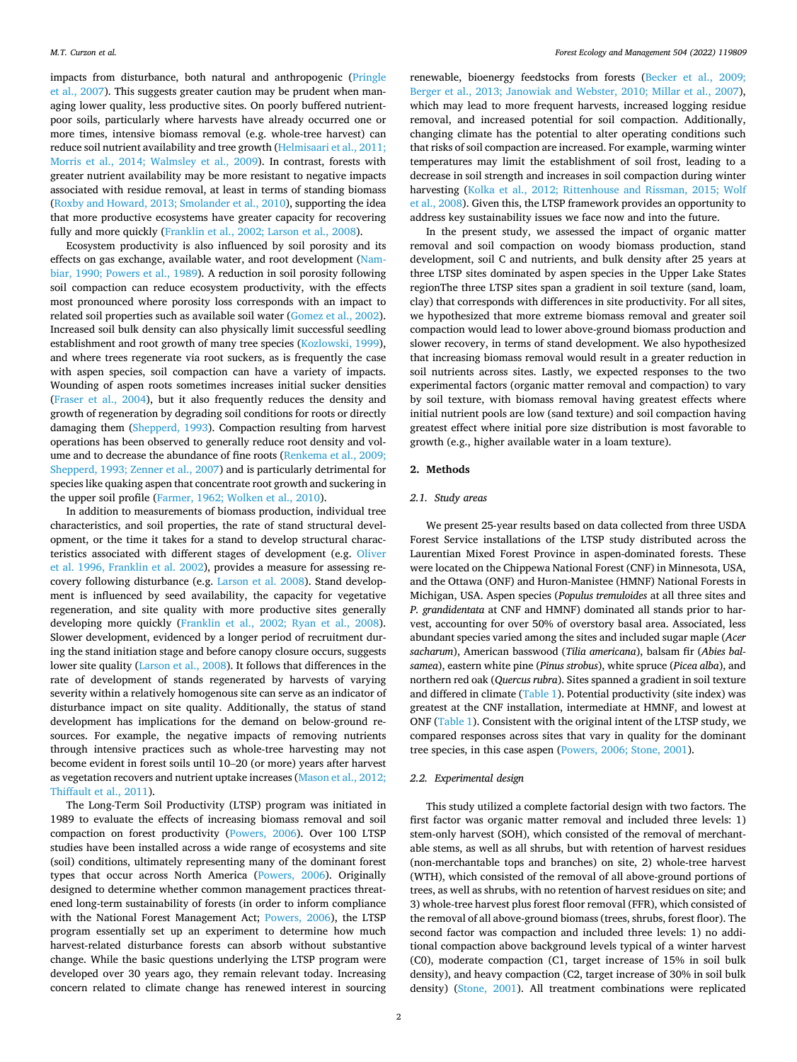impacts from disturbance, both natural and anthropogenic (Pringle et al., 2007). This suggests greater caution may be prudent when managing lower quality, less productive sites. On poorly buffered nutrient-poor soils, particularly where harvests have already occurred one or more times, intensive biomass removal (e.g. whole-tree harvest) can reduce soil nutrient availability and tree growth (Helmisaari et al., 2011; Morris et al., 2014; Walmsley et al., 2009). In contrast, forests with greater nutrient availability may be more resistant to negative impacts associated with residue removal, at least in terms of standing biomass (Roxby and Howard, 2013; Smolander et al., 2010), supporting the idea that more productive ecosystems have greater capacity for recovering fully and more quickly (Franklin et al., 2002; Larson et al., 2008).

Ecosystem productivity is also influenced by soil porosity and its effects on gas exchange, available water, and root development (Nambiar, 1990; Powers et al., 1989). A reduction in soil porosity following soil compaction can reduce ecosystem productivity, with the effects most pronounced where porosity loss corresponds with an impact to related soil properties such as available soil water (Gomez et al., 2002). Increased soil bulk density can also physically limit successful seedling establishment and root growth of many tree species (Kozlowski, 1999), and where trees regenerate via root suckers, as is frequently the case with aspen species, soil compaction can have a variety of impacts. Wounding of aspen roots sometimes increases initial sucker densities (Fraser et al., 2004), but it also frequently reduces the density and growth of regeneration by degrading soil conditions for roots or directly damaging them (Shepperd, 1993). Compaction resulting from harvest operations has been observed to generally reduce root density and volume and to decrease the abundance of fine roots (Renkema et al., 2009; Shepperd, 1993; Zenner et al., 2007) and is particularly detrimental for species like quaking aspen that concentrate root growth and suckering in the upper soil profile (Farmer, 1962; Wolken et al., 2010).

In addition to measurements of biomass production, individual tree characteristics, and soil properties, the rate of stand structural development, or the time it takes for a stand to develop structural characteristics associated with different stages of development (e.g. Oliver et al. 1996, Franklin et al. 2002), provides a measure for assessing recovery following disturbance (e.g. Larson et al. 2008). Stand development is influenced by seed availability, the capacity for vegetative regeneration, and site quality with more productive sites generally developing more quickly (Franklin et al., 2002; Ryan et al., 2008). Slower development, evidenced by a longer period of recruitment during the stand initiation stage and before canopy closure occurs, suggests lower site quality (Larson et al., 2008). It follows that differences in the rate of development of stands regenerated by harvests of varying severity within a relatively homogenous site can serve as an indicator of disturbance impact on site quality. Additionally, the status of stand development has implications for the demand on below-ground resources. For example, the negative impacts of removing nutrients through intensive practices such as whole-tree harvesting may not become evident in forest soils until 10–20 (or more) years after harvest as vegetation recovers and nutrient uptake increases (Mason et al., 2012; Thiffault et al., 2011).

The Long-Term Soil Productivity (LTSP) program was initiated in 1989 to evaluate the effects of increasing biomass removal and soil compaction on forest productivity (Powers, 2006). Over 100 LTSP studies have been installed across a wide range of ecosystems and site (soil) conditions, ultimately representing many of the dominant forest types that occur across North America (Powers, 2006). Originally designed to determine whether common management practices threatened long-term sustainability of forests (in order to inform compliance with the National Forest Management Act; Powers, 2006), the LTSP program essentially set up an experiment to determine how much harvest-related disturbance forests can absorb without substantive change. While the basic questions underlying the LTSP program were developed over 30 years ago, they remain relevant today. Increasing concern related to climate change has renewed interest in sourcing renewable, bioenergy feedstocks from forests (Becker et al., 2009; Berger et al., 2013; Janowiak and Webster, 2010; Millar et al., 2007), which may lead to more frequent harvests, increased logging residue removal, and increased potential for soil compaction. Additionally, changing climate has the potential to alter operating conditions such that risks of soil compaction are increased. For example, warming winter temperatures may limit the establishment of soil frost, leading to a decrease in soil strength and increases in soil compaction during winter harvesting (Kolka et al., 2012; Rittenhouse and Rissman, 2015; Wolf et al., 2008). Given this, the LTSP framework provides an opportunity to address key sustainability issues we face now and into the future.

In the present study, we assessed the impact of organic matter removal and soil compaction on woody biomass production, stand development, soil C and nutrients, and bulk density after 25 years at three LTSP sites dominated by aspen species in the Upper Lake States regionThe three LTSP sites span a gradient in soil texture (sand, loam, clay) that corresponds with differences in site productivity. For all sites, we hypothesized that more extreme biomass removal and greater soil compaction would lead to lower above-ground biomass production and slower recovery, in terms of stand development. We also hypothesized that increasing biomass removal would result in a greater reduction in soil nutrients across sites. Lastly, we expected responses to the two experimental factors (organic matter removal and compaction) to vary by soil texture, with biomass removal having greatest effects where initial nutrient pools are low (sand texture) and soil compaction having greatest effect where initial pore size distribution is most favorable to growth (e.g., higher available water in a loam texture).

## 2. Methods

### 2.1. Study areas

We present 25-year results based on data collected from three USDA Forest Service installations of the LTSP study distributed across the Laurentian Mixed Forest Province in aspen-dominated forests. These were located on the Chippewa National Forest (CNF) in Minnesota, USA, and the Ottawa (ONF) and Huron-Manistee (HMNF) National Forests in Michigan, USA. Aspen species (*Populus tremuloides* at all three sites and *P. grandidentata* at CNF and HMNF) dominated all stands prior to harvest, accounting for over 50% of overstory basal area. Associated, less abundant species varied among the sites and included sugar maple (*Acer sacharum*), American basswood (*Tilia americana*), balsam fir (*Abies balsamea*), eastern white pine (*Pinus strobus*), white spruce (*Picea alba*), and northern red oak (*Quercus rubra*). Sites spanned a gradient in soil texture and differed in climate (Table 1). Potential productivity (site index) was greatest at the CNF installation, intermediate at HMNF, and lowest at ONF (Table 1). Consistent with the original intent of the LTSP study, we compared responses across sites that vary in quality for the dominant tree species, in this case aspen (Powers, 2006; Stone, 2001).

### 2.2. Experimental design

This study utilized a complete factorial design with two factors. The first factor was organic matter removal and included three levels: 1) stem-only harvest (SOH), which consisted of the removal of merchantable stems, as well as all shrubs, but with retention of harvest residues (non-merchantable tops and branches) on site, 2) whole-tree harvest (WTH), which consisted of the removal of all above-ground portions of trees, as well as shrubs, with no retention of harvest residues on site; and 3) whole-tree harvest plus forest floor removal (FFR), which consisted of the removal of all above-ground biomass (trees, shrubs, forest floor). The second factor was compaction and included three levels: 1) no additional compaction above background levels typical of a winter harvest (C0), moderate compaction (C1, target increase of 15% in soil bulk density), and heavy compaction (C2, target increase of 30% in soil bulk density) (Stone, 2001). All treatment combinations were replicated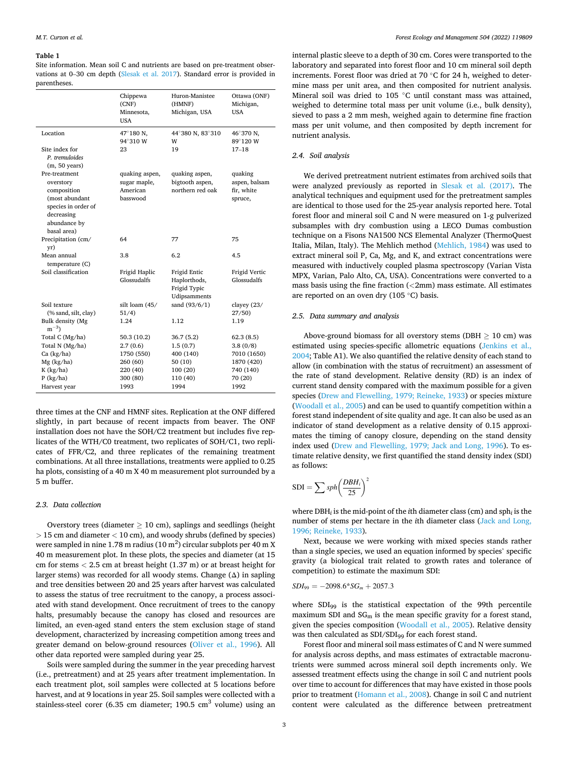**Table 1**
Site information. Mean soil C and nutrients are based on pre-treatment observations at 0–30 cm depth (Slesak et al. 2017). Standard error is provided in parentheses.

| | Chippewa (CNF) Minnesota, USA | Huron-Manistee (HMNF) Michigan, USA | Ottawa (ONF) Michigan, USA |
|---|---|---|---|
| Location | 47°180 N, 94°310 W | 44°380 N, 83°310 W | 46°370 N, 89°120 W |
| Site index for *P. tremuloides* (m, 50 years) | 23 | 19 | 17–18 |
| Pre-treatment overstory composition (most abundant species in order of decreasing abundance by basal area) | quaking aspen, sugar maple, American basswood | quaking aspen, bigtooth aspen, northern red oak | quaking aspen, balsam fir, white spruce, |
| Precipitation (cm/yr) | 64 | 77 | 75 |
| Mean annual temperature (C) | 3.8 | 6.2 | 4.5 |
| Soil classification | Frigid Haplic Glossudalfs | Frigid Entic Haplorthods, Frigid Typic Udipsamments | Frigid Vertic Glossudalfs |
| Soil texture (% sand, silt, clay) | silt loam (45/51/4) | sand (93/6/1) | clayey (23/27/50) |
| Bulk density (Mg m$^{-3}$) | 1.24 | 1.12 | 1.19 |
| Total C (Mg/ha) | 50.3 (10.2) | 36.7 (5.2) | 62.3 (8.5) |
| Total N (Mg/ha) | 2.7 (0.6) | 1.5 (0.7) | 3.8 (0/8) |
| Ca (kg/ha) | 1750 (550) | 400 (140) | 7010 (1650) |
| Mg (kg/ha) | 260 (60) | 50 (10) | 1870 (420) |
| K (kg/ha) | 220 (40) | 100 (20) | 740 (140) |
| P (kg/ha) | 300 (80) | 110 (40) | 70 (20) |
| Harvest year | 1993 | 1994 | 1992 |

three times at the CNF and HMNF sites. Replication at the ONF differed slightly, in part because of recent impacts from beaver. The ONF installation does not have the SOH/C2 treatment but includes five replicates of the WTH/C0 treatment, two replicates of SOH/C1, two replicates of FFR/C2, and three replicates of the remaining treatment combinations. At all three installations, treatments were applied to 0.25 ha plots, consisting of a 40 m X 40 m measurement plot surrounded by a 5 m buffer.

### 2.3. Data collection

Overstory trees (diameter ≥ 10 cm), saplings and seedlings (height > 15 cm and diameter < 10 cm), and woody shrubs (defined by species) were sampled in nine 1.78 m radius (10 m$^2$) circular subplots per 40 m X 40 m measurement plot. In these plots, the species and diameter (at 15 cm for stems < 2.5 cm at breast height (1.37 m) or at breast height for larger stems) was recorded for all woody stems. Change (Δ) in sapling and tree densities between 20 and 25 years after harvest was calculated to assess the status of tree recruitment to the canopy, a process associated with stand development. Once recruitment of trees to the canopy halts, presumably because the canopy has closed and resources are limited, an even-aged stand enters the stem exclusion stage of stand development, characterized by increasing competition among trees and greater demand on below-ground resources (Oliver et al., 1996). All other data reported were sampled during year 25.

Soils were sampled during the summer in the year preceding harvest (i.e., pretreatment) and at 25 years after treatment implementation. In each treatment plot, soil samples were collected at 5 locations before harvest, and at 9 locations in year 25. Soil samples were collected with a stainless-steel corer (6.35 cm diameter; 190.5 cm$^3$ volume) using an internal plastic sleeve to a depth of 30 cm. Cores were transported to the laboratory and separated into forest floor and 10 cm mineral soil depth increments. Forest floor was dried at 70 °C for 24 h, weighed to determine mass per unit area, and then composited for nutrient analysis. Mineral soil was dried to 105 °C until constant mass was attained, weighed to determine total mass per unit volume (i.e., bulk density), sieved to pass a 2 mm mesh, weighed again to determine fine fraction mass per unit volume, and then composited by depth increment for nutrient analysis.

### 2.4. Soil analysis

We derived pretreatment nutrient estimates from archived soils that were analyzed previously as reported in Slesak et al. (2017). The analytical techniques and equipment used for the pretreatment samples are identical to those used for the 25-year analysis reported here. Total forest floor and mineral soil C and N were measured on 1-g pulverized subsamples with dry combustion using a LECO Dumas combustion technique on a Fisons NA1500 NCS Elemental Analyzer (ThermoQuest Italia, Milan, Italy). The Mehlich method (Mehlich, 1984) was used to extract mineral soil P, Ca, Mg, and K, and extract concentrations were measured with inductively coupled plasma spectroscopy (Varian Vista MPX, Varian, Palo Alto, CA, USA). Concentrations were converted to a mass basis using the fine fraction (<2mm) mass estimate. All estimates are reported on an oven dry (105 °C) basis.

### 2.5. Data summary and analysis

Above-ground biomass for all overstory stems (DBH ≥ 10 cm) was estimated using species-specific allometric equations (Jenkins et al., 2004; Table A1). We also quantified the relative density of each stand to allow (in combination with the status of recruitment) an assessment of the rate of stand development. Relative density (RD) is an index of current stand density compared with the maximum possible for a given species (Drew and Flewelling, 1979; Reineke, 1933) or species mixture (Woodall et al., 2005) and can be used to quantify competition within a forest stand independent of site quality and age. It can also be used as an indicator of stand development as a relative density of 0.15 approximates the timing of canopy closure, depending on the stand density index used (Drew and Flewelling, 1979; Jack and Long, 1996). To estimate relative density, we first quantified the stand density index (SDI) as follows:

$$\text{SDI} = \sum sph\left(\frac{DBH_i}{25}\right)^2$$

where $DBH_i$ is the mid-point of the *i*th diameter class (cm) and $sph_i$ is the number of stems per hectare in the *i*th diameter class (Jack and Long, 1996; Reineke, 1933).

Next, because we were working with mixed species stands rather than a single species, we used an equation informed by species' specific gravity (a biological trait related to growth rates and tolerance of competition) to estimate the maximum SDI:

$$SDI_{99} = -2098.6{*}SG_m + 2057.3$$

where $SDI_{99}$ is the statistical expectation of the 99th percentile maximum SDI and $SG_m$ is the mean specific gravity for a forest stand, given the species composition (Woodall et al., 2005). Relative density was then calculated as $SDI/SDI_{99}$ for each forest stand.

Forest floor and mineral soil mass estimates of C and N were summed for analysis across depths, and mass estimates of extractable macronutrients were summed across mineral soil depth increments only. We assessed treatment effects using the change in soil C and nutrient pools over time to account for differences that may have existed in those pools prior to treatment (Homann et al., 2008). Change in soil C and nutrient content were calculated as the difference between pretreatment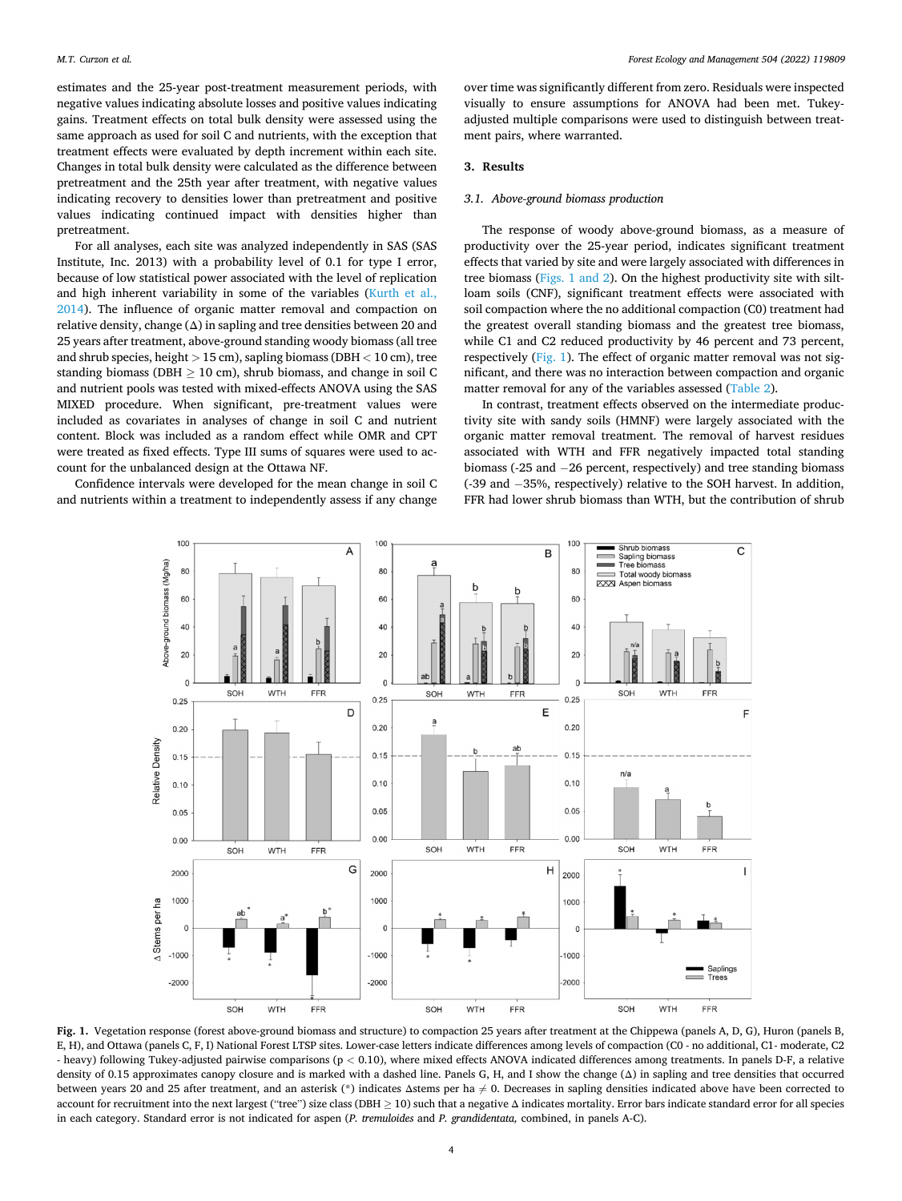estimates and the 25-year post-treatment measurement periods, with negative values indicating absolute losses and positive values indicating gains. Treatment effects on total bulk density were assessed using the same approach as used for soil C and nutrients, with the exception that treatment effects were evaluated by depth increment within each site. Changes in total bulk density were calculated as the difference between pretreatment and the 25th year after treatment, with negative values indicating recovery to densities lower than pretreatment and positive values indicating continued impact with densities higher than pretreatment.

For all analyses, each site was analyzed independently in SAS (SAS Institute, Inc. 2013) with a probability level of 0.1 for type I error, because of low statistical power associated with the level of replication and high inherent variability in some of the variables (Kurth et al., 2014). The influence of organic matter removal and compaction on relative density, change (Δ) in sapling and tree densities between 20 and 25 years after treatment, above-ground standing woody biomass (all tree and shrub species, height > 15 cm), sapling biomass (DBH < 10 cm), tree standing biomass (DBH ≥ 10 cm), shrub biomass, and change in soil C and nutrient pools was tested with mixed-effects ANOVA using the SAS MIXED procedure. When significant, pre-treatment values were included as covariates in analyses of change in soil C and nutrient content. Block was included as a random effect while OMR and CPT were treated as fixed effects. Type III sums of squares were used to account for the unbalanced design at the Ottawa NF.

Confidence intervals were developed for the mean change in soil C and nutrients within a treatment to independently assess if any change over time was significantly different from zero. Residuals were inspected visually to ensure assumptions for ANOVA had been met. Tukey-adjusted multiple comparisons were used to distinguish between treatment pairs, where warranted.

## 3. Results

### 3.1. Above-ground biomass production

The response of woody above-ground biomass, as a measure of productivity over the 25-year period, indicates significant treatment effects that varied by site and were largely associated with differences in tree biomass (Figs. 1 and 2). On the highest productivity site with silt-loam soils (CNF), significant treatment effects were associated with soil compaction where the no additional compaction (C0) treatment had the greatest overall standing biomass and the greatest tree biomass, while C1 and C2 reduced productivity by 46 percent and 73 percent, respectively (Fig. 1). The effect of organic matter removal was not significant, and there was no interaction between compaction and organic matter removal for any of the variables assessed (Table 2).

In contrast, treatment effects observed on the intermediate productivity site with sandy soils (HMNF) were largely associated with the organic matter removal treatment. The removal of harvest residues associated with WTH and FFR negatively impacted total standing biomass (-25 and −26 percent, respectively) and tree standing biomass (-39 and −35%, respectively) relative to the SOH harvest. In addition, FFR had lower shrub biomass than WTH, but the contribution of shrub

**Fig. 1.** Vegetation response (forest above-ground biomass and structure) to compaction 25 years after treatment at the Chippewa (panels A, D, G), Huron (panels B, E, H), and Ottawa (panels C, F, I) National Forest LTSP sites. Lower-case letters indicate differences among levels of compaction (C0 - no additional, C1- moderate, C2 - heavy) following Tukey-adjusted pairwise comparisons ($p < 0.10$), where mixed effects ANOVA indicated differences among treatments. In panels D-F, a relative density of 0.15 approximates canopy closure and is marked with a dashed line. Panels G, H, and I show the change (Δ) in sapling and tree densities that occurred between years 20 and 25 after treatment, and an asterisk (*) indicates Δstems per ha ≠ 0. Decreases in sapling densities indicated above have been corrected to account for recruitment into the next largest ("tree") size class (DBH ≥ 10) such that a negative Δ indicates mortality. Error bars indicate standard error for all species in each category. Standard error is not indicated for aspen (*P. tremuloides* and *P. grandidentata,* combined, in panels A-C).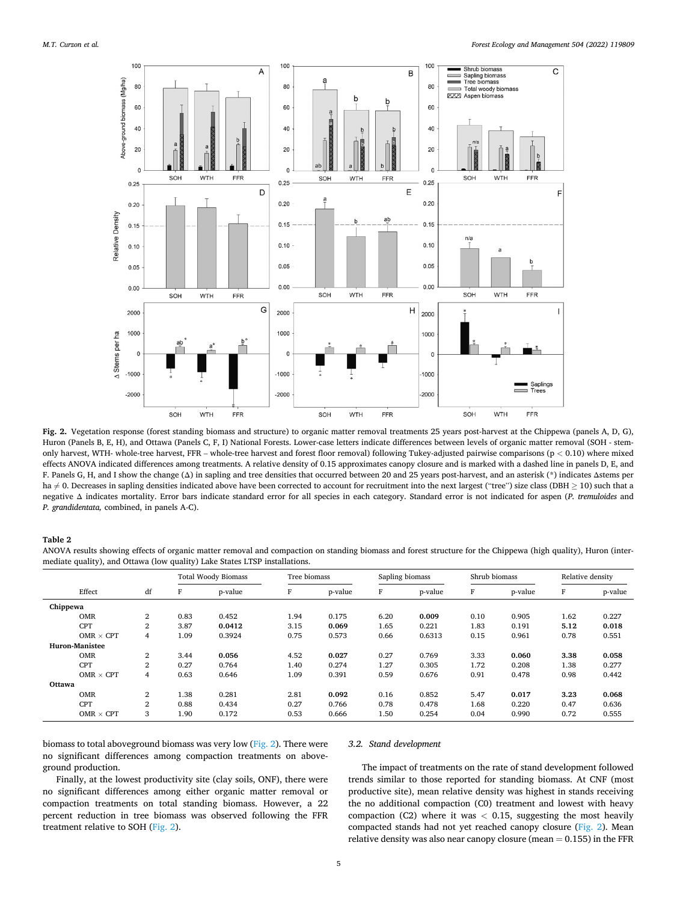**Fig. 2.** Vegetation response (forest standing biomass and structure) to organic matter removal treatments 25 years post-harvest at the Chippewa (panels A, D, G), Huron (Panels B, E, H), and Ottawa (Panels C, F, I) National Forests. Lower-case letters indicate differences between levels of organic matter removal (SOH - stem-only harvest, WTH- whole-tree harvest, FFR – whole-tree harvest and forest floor removal) following Tukey-adjusted pairwise comparisons ($p < 0.10$) where mixed effects ANOVA indicated differences among treatments. A relative density of 0.15 approximates canopy closure and is marked with a dashed line in panels D, E, and F. Panels G, H, and I show the change (Δ) in sapling and tree densities that occurred between 20 and 25 years post-harvest, and an asterisk (*) indicates Δstems per ha ≠ 0. Decreases in sapling densities indicated above have been corrected to account for recruitment into the next largest ("tree") size class (DBH ≥ 10) such that a negative Δ indicates mortality. Error bars indicate standard error for all species in each category. Standard error is not indicated for aspen (*P. tremuloides* and *P. grandidentata,* combined, in panels A-C).

**Table 2**
ANOVA results showing effects of organic matter removal and compaction on standing biomass and forest structure for the Chippewa (high quality), Huron (intermediate quality), and Ottawa (low quality) Lake States LTSP installations.

| | | Total Woody Biomass | | Tree biomass | | Sapling biomass | | Shrub biomass | | Relative density | |
|---|---|---|---|---|---|---|---|---|---|---|---|
| Effect | df | F | p-value | F | p-value | F | p-value | F | p-value | F | p-value |
| **Chippewa** | | | | | | | | | | | |
| OMR | 2 | 0.83 | 0.452 | 1.94 | 0.175 | 6.20 | **0.009** | 0.10 | 0.905 | 1.62 | 0.227 |
| CPT | 2 | 3.87 | **0.0412** | 3.15 | 0.069 | 1.65 | 0.221 | 1.83 | 0.191 | 5.12 | **0.018** |
| OMR × CPT | 4 | 1.09 | 0.3924 | 0.75 | 0.573 | 0.66 | 0.6313 | 0.15 | 0.961 | 0.78 | 0.551 |
| **Huron-Manistee** | | | | | | | | | | | |
| OMR | 2 | 3.44 | **0.056** | 4.52 | **0.027** | 0.27 | 0.769 | 3.33 | **0.060** | 3.38 | **0.058** |
| CPT | 2 | 0.27 | 0.764 | 1.40 | 0.274 | 1.27 | 0.305 | 1.72 | 0.208 | 1.38 | 0.277 |
| OMR × CPT | 4 | 0.63 | 0.646 | 1.09 | 0.391 | 0.59 | 0.676 | 0.91 | 0.478 | 0.98 | 0.442 |
| **Ottawa** | | | | | | | | | | | |
| OMR | 2 | 1.38 | 0.281 | 2.81 | **0.092** | 0.16 | 0.852 | 5.47 | **0.017** | 3.23 | **0.068** |
| CPT | 2 | 0.88 | 0.434 | 0.27 | 0.766 | 0.78 | 0.478 | 1.68 | 0.220 | 0.47 | 0.636 |
| OMR × CPT | 3 | 1.90 | 0.172 | 0.53 | 0.666 | 1.50 | 0.254 | 0.04 | 0.990 | 0.72 | 0.555 |

biomass to total aboveground biomass was very low (Fig. 2). There were no significant differences among compaction treatments on aboveground production.

Finally, at the lowest productivity site (clay soils, ONF), there were no significant differences among either organic matter removal or compaction treatments on total standing biomass. However, a 22 percent reduction in tree biomass was observed following the FFR treatment relative to SOH (Fig. 2).

### 3.2. Stand development

The impact of treatments on the rate of stand development followed trends similar to those reported for standing biomass. At CNF (most productive site), mean relative density was highest in stands receiving the no additional compaction (C0) treatment and lowest with heavy compaction (C2) where it was < 0.15, suggesting the most heavily compacted stands had not yet reached canopy closure (Fig. 2). Mean relative density was also near canopy closure (mean = 0.155) in the FFR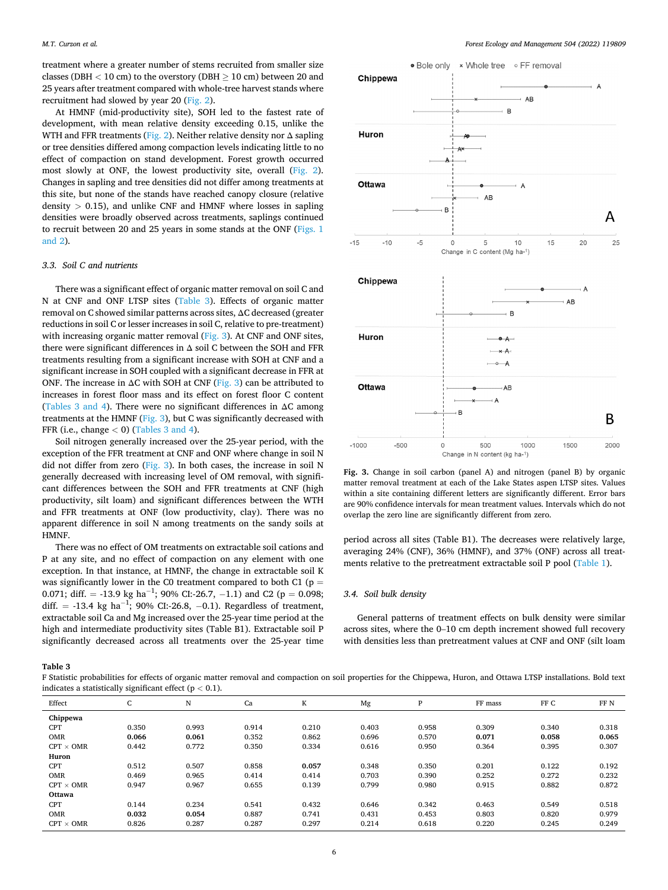treatment where a greater number of stems recruited from smaller size classes (DBH < 10 cm) to the overstory (DBH ≥ 10 cm) between 20 and 25 years after treatment compared with whole-tree harvest stands where recruitment had slowed by year 20 (Fig. 2).

At HMNF (mid-productivity site), SOH led to the fastest rate of development, with mean relative density exceeding 0.15, unlike the WTH and FFR treatments (Fig. 2). Neither relative density nor Δ sapling or tree densities differed among compaction levels indicating little to no effect of compaction on stand development. Forest growth occurred most slowly at ONF, the lowest productivity site, overall (Fig. 2). Changes in sapling and tree densities did not differ among treatments at this site, but none of the stands have reached canopy closure (relative density > 0.15), and unlike CNF and HMNF where losses in sapling densities were broadly observed across treatments, saplings continued to recruit between 20 and 25 years in some stands at the ONF (Figs. 1 and 2).

### 3.3. Soil C and nutrients

There was a significant effect of organic matter removal on soil C and N at CNF and ONF LTSP sites (Table 3). Effects of organic matter removal on C showed similar patterns across sites, ΔC decreased (greater reductions in soil C or lesser increases in soil C, relative to pre-treatment) with increasing organic matter removal (Fig. 3). At CNF and ONF sites, there were significant differences in Δ soil C between the SOH and FFR treatments resulting from a significant increase with SOH at CNF and a significant increase in SOH coupled with a significant decrease in FFR at ONF. The increase in ΔC with SOH at CNF (Fig. 3) can be attributed to increases in forest floor mass and its effect on forest floor C content (Tables 3 and 4). There were no significant differences in ΔC among treatments at the HMNF (Fig. 3), but C was significantly decreased with FFR (i.e., change < 0) (Tables 3 and 4).

Soil nitrogen generally increased over the 25-year period, with the exception of the FFR treatment at CNF and ONF where change in soil N did not differ from zero (Fig. 3). In both cases, the increase in soil N generally decreased with increasing level of OM removal, with significant differences between the SOH and FFR treatments at CNF (high productivity, silt loam) and significant differences between the WTH and FFR treatments at ONF (low productivity, clay). There was no apparent difference in soil N among treatments on the sandy soils at HMNF.

There was no effect of OM treatments on extractable soil cations and P at any site, and no effect of compaction on any element with one exception. In that instance, at HMNF, the change in extractable soil K was significantly lower in the C0 treatment compared to both C1 (p = 0.071; diff. = -13.9 kg ha$^{-1}$; 90% CI:-26.7, −1.1) and C2 (p = 0.098; diff. = -13.4 kg ha$^{-1}$; 90% CI:-26.8, −0.1). Regardless of treatment, extractable soil Ca and Mg increased over the 25-year time period at the high and intermediate productivity sites (Table B1). Extractable soil P significantly decreased across all treatments over the 25-year time period across all sites (Table B1). The decreases were relatively large, averaging 24% (CNF), 36% (HMNF), and 37% (ONF) across all treatments relative to the pretreatment extractable soil P pool (Table 1).

**Fig. 3.** Change in soil carbon (panel A) and nitrogen (panel B) by organic matter removal treatment at each of the Lake States aspen LTSP sites. Values within a site containing different letters are significantly different. Error bars are 90% confidence intervals for mean treatment values. Intervals which do not overlap the zero line are significantly different from zero.

### 3.4. Soil bulk density

General patterns of treatment effects on bulk density were similar across sites, where the 0–10 cm depth increment showed full recovery with densities less than pretreatment values at CNF and ONF (silt loam

**Table 3**
F Statistic probabilities for effects of organic matter removal and compaction on soil properties for the Chippewa, Huron, and Ottawa LTSP installations. Bold text indicates a statistically significant effect (p < 0.1).

| Effect | C | N | Ca | K | Mg | P | FF mass | FF C | FF N |
|---|---|---|---|---|---|---|---|---|---|
| **Chippewa** | | | | | | | | | |
| CPT | 0.350 | 0.993 | 0.914 | 0.210 | 0.403 | 0.958 | 0.309 | 0.340 | 0.318 |
| OMR | **0.066** | **0.061** | 0.352 | 0.862 | 0.696 | 0.570 | **0.071** | **0.058** | **0.065** |
| CPT × OMR | 0.442 | 0.772 | 0.350 | 0.334 | 0.616 | 0.950 | 0.364 | 0.395 | 0.307 |
| **Huron** | | | | | | | | | |
| CPT | 0.512 | 0.507 | 0.858 | **0.057** | 0.348 | 0.350 | 0.201 | 0.122 | 0.192 |
| OMR | 0.469 | 0.965 | 0.414 | 0.414 | 0.703 | 0.390 | 0.252 | 0.272 | 0.232 |
| CPT × OMR | 0.947 | 0.967 | 0.655 | 0.139 | 0.799 | 0.980 | 0.915 | 0.882 | 0.872 |
| **Ottawa** | | | | | | | | | |
| CPT | 0.144 | 0.234 | 0.541 | 0.432 | 0.646 | 0.342 | 0.463 | 0.549 | 0.518 |
| OMR | **0.032** | **0.054** | 0.887 | 0.741 | 0.431 | 0.453 | 0.803 | 0.820 | 0.979 |
| CPT × OMR | 0.826 | 0.287 | 0.287 | 0.297 | 0.214 | 0.618 | 0.220 | 0.245 | 0.249 |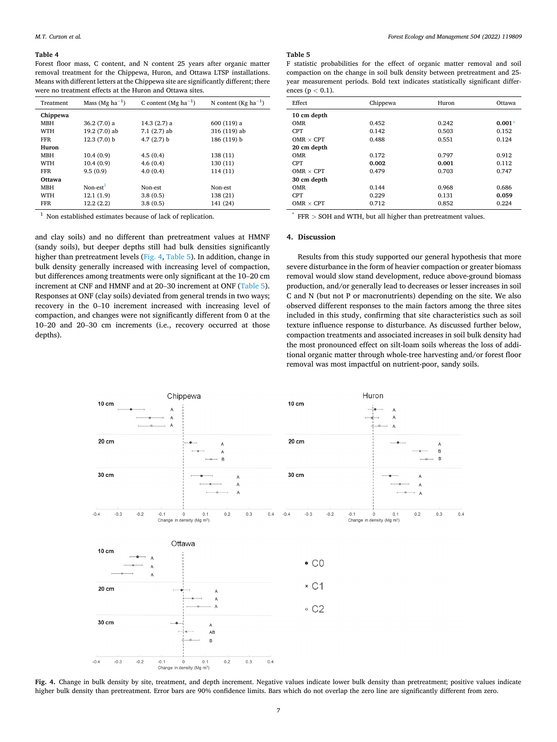**Table 4**

Forest floor mass, C content, and N content 25 years after organic matter removal treatment for the Chippewa, Huron, and Ottawa LTSP installations. Means with different letters at the Chippewa site are significantly different; there were no treatment effects at the Huron and Ottawa sites.

| Treatment | Mass (Mg ha$^{-1}$) | C content (Mg ha$^{-1}$) | N content (Kg ha$^{-1}$) |
|---|---|---|---|
| **Chippewa** | | | |
| MBH | 36.2 (7.0) a | 14.3 (2.7) a | 600 (119) a |
| WTH | 19.2 (7.0) ab | 7.1 (2.7) ab | 316 (119) ab |
| FFR | 12.3 (7.0) b | 4.7 (2.7) b | 186 (119) b |
| **Huron** | | | |
| MBH | 10.4 (0.9) | 4.5 (0.4) | 138 (11) |
| WTH | 10.4 (0.9) | 4.6 (0.4) | 130 (11) |
| FFR | 9.5 (0.9) | 4.0 (0.4) | 114 (11) |
| **Ottawa** | | | |
| MBH | Non-est[1] | Non-est | Non-est |
| WTH | 12.1 (1.9) | 3.8 (0.5) | 138 (21) |
| FFR | 12.2 (2.2) | 3.8 (0.5) | 141 (24) |

[1] Non established estimates because of lack of replication.

**Table 5**

F statistic probabilities for the effect of organic matter removal and soil compaction on the change in soil bulk density between pretreatment and 25-year measurement periods. Bold text indicates statistically significant differences ($p < 0.1$).

| Effect | Chippewa | Huron | Ottawa |
|---|---|---|---|
| **10 cm depth** | | | |
| OMR | 0.452 | 0.242 | **0.001**[*] |
| CPT | 0.142 | 0.503 | 0.152 |
| OMR × CPT | 0.488 | 0.551 | 0.124 |
| **20 cm depth** | | | |
| OMR | 0.172 | 0.797 | 0.912 |
| CPT | **0.002** | **0.001** | 0.112 |
| OMR × CPT | 0.479 | 0.703 | 0.747 |
| **30 cm depth** | | | |
| OMR | 0.144 | 0.968 | 0.686 |
| CPT | 0.229 | 0.131 | **0.059** |
| OMR × CPT | 0.712 | 0.852 | 0.224 |

[*] FFR > SOH and WTH, but all higher than pretreatment values.

and clay soils) and no different than pretreatment values at HMNF (sandy soils), but deeper depths still had bulk densities significantly higher than pretreatment levels (Fig. 4, Table 5). In addition, change in bulk density generally increased with increasing level of compaction, but differences among treatments were only significant at the 10–20 cm increment at CNF and HMNF and at 20–30 increment at ONF (Table 5). Responses at ONF (clay soils) deviated from general trends in two ways; recovery in the 0–10 increment increased with increasing level of compaction, and changes were not significantly different from 0 at the 10–20 and 20–30 cm increments (i.e., recovery occurred at those depths).

## 4. Discussion

Results from this study supported our general hypothesis that more severe disturbance in the form of heavier compaction or greater biomass removal would slow stand development, reduce above-ground biomass production, and/or generally lead to decreases or lesser increases in soil C and N (but not P or macronutrients) depending on the site. We also observed different responses to the main factors among the three sites included in this study, confirming that site characteristics such as soil texture influence response to disturbance. As discussed further below, compaction treatments and associated increases in soil bulk density had the most pronounced effect on silt-loam soils whereas the loss of additional organic matter through whole-tree harvesting and/or forest floor removal was most impactful on nutrient-poor, sandy soils.

**Fig. 4.** Change in bulk density by site, treatment, and depth increment. Negative values indicate lower bulk density than pretreatment; positive values indicate higher bulk density than pretreatment. Error bars are 90% confidence limits. Bars which do not overlap the zero line are significantly different from zero.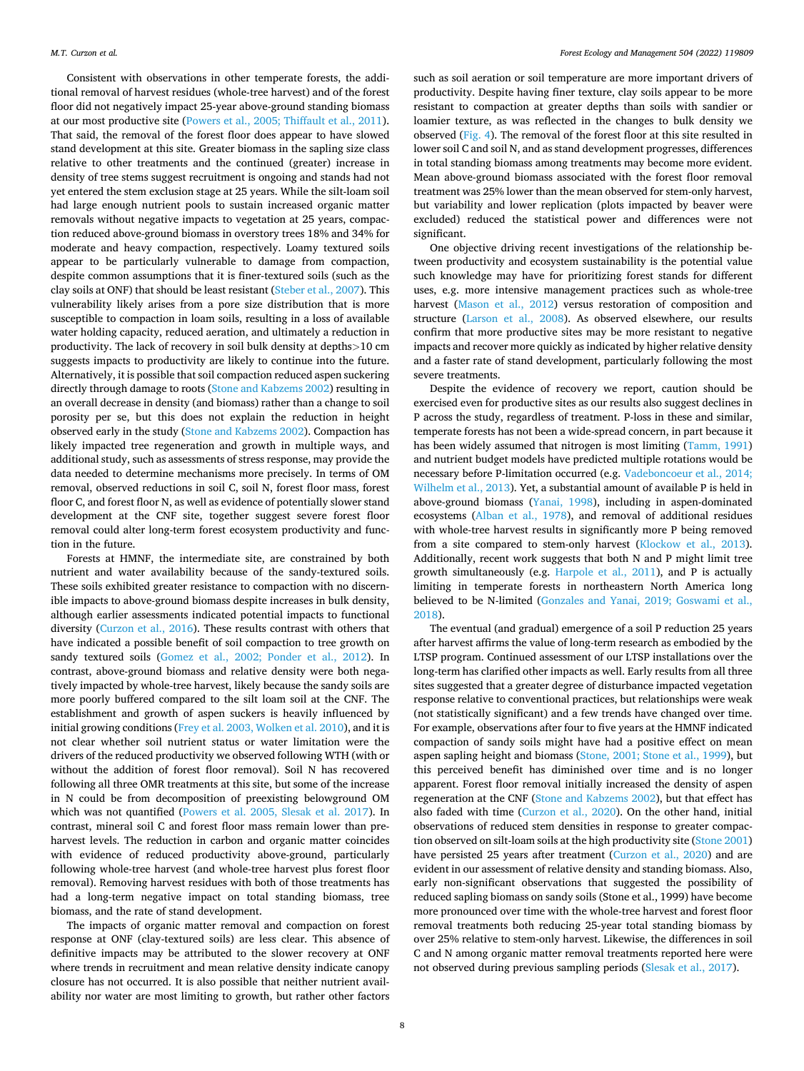Consistent with observations in other temperate forests, the additional removal of harvest residues (whole-tree harvest) and of the forest floor did not negatively impact 25-year above-ground standing biomass at our most productive site (Powers et al., 2005; Thiffault et al., 2011). That said, the removal of the forest floor does appear to have slowed stand development at this site. Greater biomass in the sapling size class relative to other treatments and the continued (greater) increase in density of tree stems suggest recruitment is ongoing and stands had not yet entered the stem exclusion stage at 25 years. While the silt-loam soil had large enough nutrient pools to sustain increased organic matter removals without negative impacts to vegetation at 25 years, compaction reduced above-ground biomass in overstory trees 18% and 34% for moderate and heavy compaction, respectively. Loamy textured soils appear to be particularly vulnerable to damage from compaction, despite common assumptions that it is finer-textured soils (such as the clay soils at ONF) that should be least resistant (Steber et al., 2007). This vulnerability likely arises from a pore size distribution that is more susceptible to compaction in loam soils, resulting in a loss of available water holding capacity, reduced aeration, and ultimately a reduction in productivity. The lack of recovery in soil bulk density at depths>10 cm suggests impacts to productivity are likely to continue into the future. Alternatively, it is possible that soil compaction reduced aspen suckering directly through damage to roots (Stone and Kabzems 2002) resulting in an overall decrease in density (and biomass) rather than a change to soil porosity per se, but this does not explain the reduction in height observed early in the study (Stone and Kabzems 2002). Compaction has likely impacted tree regeneration and growth in multiple ways, and additional study, such as assessments of stress response, may provide the data needed to determine mechanisms more precisely. In terms of OM removal, observed reductions in soil C, soil N, forest floor mass, forest floor C, and forest floor N, as well as evidence of potentially slower stand development at the CNF site, together suggest severe forest floor removal could alter long-term forest ecosystem productivity and function in the future.

Forests at HMNF, the intermediate site, are constrained by both nutrient and water availability because of the sandy-textured soils. These soils exhibited greater resistance to compaction with no discernible impacts to above-ground biomass despite increases in bulk density, although earlier assessments indicated potential impacts to functional diversity (Curzon et al., 2016). These results contrast with others that have indicated a possible benefit of soil compaction to tree growth on sandy textured soils (Gomez et al., 2002; Ponder et al., 2012). In contrast, above-ground biomass and relative density were both negatively impacted by whole-tree harvest, likely because the sandy soils are more poorly buffered compared to the silt loam soil at the CNF. The establishment and growth of aspen suckers is heavily influenced by initial growing conditions (Frey et al. 2003, Wolken et al. 2010), and it is not clear whether soil nutrient status or water limitation were the drivers of the reduced productivity we observed following WTH (with or without the addition of forest floor removal). Soil N has recovered following all three OMR treatments at this site, but some of the increase in N could be from decomposition of preexisting belowground OM which was not quantified (Powers et al. 2005, Slesak et al. 2017). In contrast, mineral soil C and forest floor mass remain lower than pre-harvest levels. The reduction in carbon and organic matter coincides with evidence of reduced productivity above-ground, particularly following whole-tree harvest (and whole-tree harvest plus forest floor removal). Removing harvest residues with both of those treatments has had a long-term negative impact on total standing biomass, tree biomass, and the rate of stand development.

The impacts of organic matter removal and compaction on forest response at ONF (clay-textured soils) are less clear. This absence of definitive impacts may be attributed to the slower recovery at ONF where trends in recruitment and mean relative density indicate canopy closure has not occurred. It is also possible that neither nutrient availability nor water are most limiting to growth, but rather other factors such as soil aeration or soil temperature are more important drivers of productivity. Despite having finer texture, clay soils appear to be more resistant to compaction at greater depths than soils with sandier or loamier texture, as was reflected in the changes to bulk density we observed (Fig. 4). The removal of the forest floor at this site resulted in lower soil C and soil N, and as stand development progresses, differences in total standing biomass among treatments may become more evident. Mean above-ground biomass associated with the forest floor removal treatment was 25% lower than the mean observed for stem-only harvest, but variability and lower replication (plots impacted by beaver were excluded) reduced the statistical power and differences were not significant.

One objective driving recent investigations of the relationship between productivity and ecosystem sustainability is the potential value such knowledge may have for prioritizing forest stands for different uses, e.g. more intensive management practices such as whole-tree harvest (Mason et al., 2012) versus restoration of composition and structure (Larson et al., 2008). As observed elsewhere, our results confirm that more productive sites may be more resistant to negative impacts and recover more quickly as indicated by higher relative density and a faster rate of stand development, particularly following the most severe treatments.

Despite the evidence of recovery we report, caution should be exercised even for productive sites as our results also suggest declines in P across the study, regardless of treatment. P-loss in these and similar, temperate forests has not been a wide-spread concern, in part because it has been widely assumed that nitrogen is most limiting (Tamm, 1991) and nutrient budget models have predicted multiple rotations would be necessary before P-limitation occurred (e.g. Vadeboncoeur et al., 2014; Wilhelm et al., 2013). Yet, a substantial amount of available P is held in above-ground biomass (Yanai, 1998), including in aspen-dominated ecosystems (Alban et al., 1978), and removal of additional residues with whole-tree harvest results in significantly more P being removed from a site compared to stem-only harvest (Klockow et al., 2013). Additionally, recent work suggests that both N and P might limit tree growth simultaneously (e.g. Harpole et al., 2011), and P is actually limiting in temperate forests in northeastern North America long believed to be N-limited (Gonzales and Yanai, 2019; Goswami et al., 2018).

The eventual (and gradual) emergence of a soil P reduction 25 years after harvest affirms the value of long-term research as embodied by the LTSP program. Continued assessment of our LTSP installations over the long-term has clarified other impacts as well. Early results from all three sites suggested that a greater degree of disturbance impacted vegetation response relative to conventional practices, but relationships were weak (not statistically significant) and a few trends have changed over time. For example, observations after four to five years at the HMNF indicated compaction of sandy soils might have had a positive effect on mean aspen sapling height and biomass (Stone, 2001; Stone et al., 1999), but this perceived benefit has diminished over time and is no longer apparent. Forest floor removal initially increased the density of aspen regeneration at the CNF (Stone and Kabzems 2002), but that effect has also faded with time (Curzon et al., 2020). On the other hand, initial observations of reduced stem densities in response to greater compaction observed on silt-loam soils at the high productivity site (Stone 2001) have persisted 25 years after treatment (Curzon et al., 2020) and are evident in our assessment of relative density and standing biomass. Also, early non-significant observations that suggested the possibility of reduced sapling biomass on sandy soils (Stone et al., 1999) have become more pronounced over time with the whole-tree harvest and forest floor removal treatments both reducing 25-year total standing biomass by over 25% relative to stem-only harvest. Likewise, the differences in soil C and N among organic matter removal treatments reported here were not observed during previous sampling periods (Slesak et al., 2017).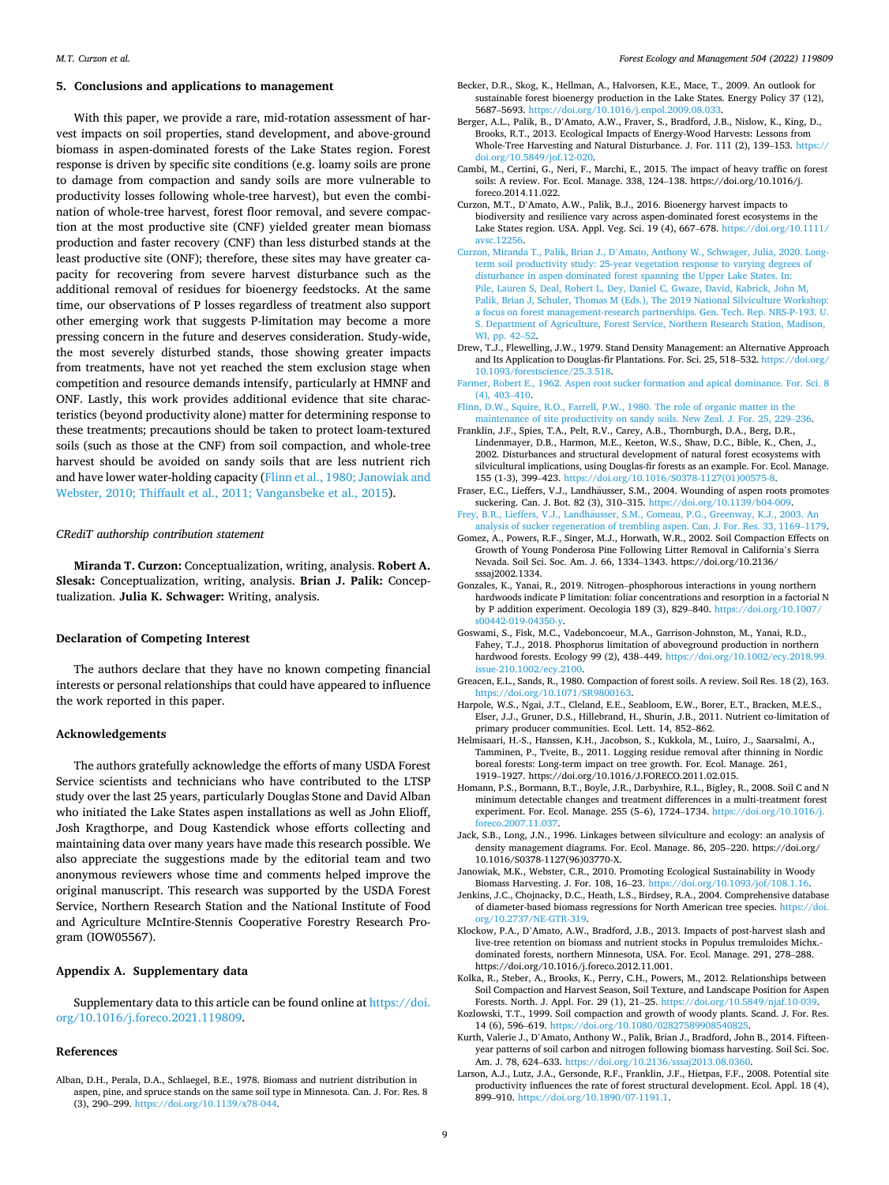## 5. Conclusions and applications to management

With this paper, we provide a rare, mid-rotation assessment of harvest impacts on soil properties, stand development, and above-ground biomass in aspen-dominated forests of the Lake States region. Forest response is driven by specific site conditions (e.g. loamy soils are prone to damage from compaction and sandy soils are more vulnerable to productivity losses following whole-tree harvest), but even the combination of whole-tree harvest, forest floor removal, and severe compaction at the most productive site (CNF) yielded greater mean biomass production and faster recovery (CNF) than less disturbed stands at the least productive site (ONF); therefore, these sites may have greater capacity for recovering from severe harvest disturbance such as the additional removal of residues for bioenergy feedstocks. At the same time, our observations of P losses regardless of treatment also support other emerging work that suggests P-limitation may become a more pressing concern in the future and deserves consideration. Study-wide, the most severely disturbed stands, those showing greater impacts from treatments, have not yet reached the stem exclusion stage when competition and resource demands intensify, particularly at HMNF and ONF. Lastly, this work provides additional evidence that site characteristics (beyond productivity alone) matter for determining response to these treatments; precautions should be taken to protect loam-textured soils (such as those at the CNF) from soil compaction, and whole-tree harvest should be avoided on sandy soils that are less nutrient rich and have lower water-holding capacity (Flinn et al., 1980; Janowiak and Webster, 2010; Thiffault et al., 2011; Vangansbeke et al., 2015).

### CRediT authorship contribution statement

**Miranda T. Curzon:** Conceptualization, writing, analysis. **Robert A. Slesak:** Conceptualization, writing, analysis. **Brian J. Palik:** Conceptualization. **Julia K. Schwager:** Writing, analysis.

### Declaration of Competing Interest

The authors declare that they have no known competing financial interests or personal relationships that could have appeared to influence the work reported in this paper.

### Acknowledgements

The authors gratefully acknowledge the efforts of many USDA Forest Service scientists and technicians who have contributed to the LTSP study over the last 25 years, particularly Douglas Stone and David Alban who initiated the Lake States aspen installations as well as John Elioff, Josh Kragthorpe, and Doug Kastendick whose efforts collecting and maintaining data over many years have made this research possible. We also appreciate the suggestions made by the editorial team and two anonymous reviewers whose time and comments helped improve the original manuscript. This research was supported by the USDA Forest Service, Northern Research Station and the National Institute of Food and Agriculture McIntire-Stennis Cooperative Forestry Research Program (IOW05567).

### Appendix A. Supplementary data

Supplementary data to this article can be found online at https://doi.org/10.1016/j.foreco.2021.119809.

### References

Alban, D.H., Perala, D.A., Schlaegel, B.E., 1978. Biomass and nutrient distribution in aspen, pine, and spruce stands on the same soil type in Minnesota. Can. J. For. Res. 8 (3), 290–299. https://doi.org/10.1139/x78-044.

Becker, D.R., Skog, K., Hellman, A., Halvorsen, K.E., Mace, T., 2009. An outlook for sustainable forest bioenergy production in the Lake States. Energy Policy 37 (12), 5687–5693. https://doi.org/10.1016/j.enpol.2009.08.033.

Berger, A.L., Palik, B., D'Amato, A.W., Fraver, S., Bradford, J.B., Nislow, K., King, D., Brooks, R.T., 2013. Ecological Impacts of Energy-Wood Harvests: Lessons from Whole-Tree Harvesting and Natural Disturbance. J. For. 111 (2), 139–153. https://doi.org/10.5849/jof.12-020.

Cambi, M., Certini, G., Neri, F., Marchi, E., 2015. The impact of heavy traffic on forest soils: A review. For. Ecol. Manage. 338, 124–138. https://doi.org/10.1016/j.foreco.2014.11.022.

Curzon, M.T., D'Amato, A.W., Palik, B.J., 2016. Bioenergy harvest impacts to biodiversity and resilience vary across aspen-dominated forest ecosystems in the Lake States region. USA. Appl. Veg. Sci. 19 (4), 667–678. https://doi.org/10.1111/avsc.12256.

Curzon, Miranda T., Palik, Brian J., D'Amato, Anthony W., Schwager, Julia, 2020. Long-term soil productivity study: 25-year vegetation response to varying degrees of disturbance in aspen-dominated forest spanning the Upper Lake States. In: Pile, Lauren S, Deal, Robert L, Dey, Daniel C, Gwaze, David, Kabrick, John M, Palik, Brian J, Schuler, Thomas M (Eds.), The 2019 National Silviculture Workshop: a focus on forest management-research partnerships. Gen. Tech. Rep. NRS-P-193. U. S. Department of Agriculture, Forest Service, Northern Research Station, Madison, WI, pp. 42–52.

Drew, T.J., Flewelling, J.W., 1979. Stand Density Management: an Alternative Approach and Its Application to Douglas-fir Plantations. For. Sci. 25, 518–532. https://doi.org/10.1093/forestscience/25.3.518.

Farmer, Robert E., 1962. Aspen root sucker formation and apical dominance. For. Sci. 8 (4), 403–410.

Flinn, D.W., Squire, R.O., Farrell, P.W., 1980. The role of organic matter in the maintenance of site productivity on sandy soils. New Zeal. J. For. 25, 229–236.

Franklin, J.F., Spies, T.A., Pelt, R.V., Carey, A.B., Thornburgh, D.A., Berg, D.R., Lindenmayer, D.B., Harmon, M.E., Keeton, W.S., Shaw, D.C., Bible, K., Chen, J., 2002. Disturbances and structural development of natural forest ecosystems with silvicultural implications, using Douglas-fir forests as an example. For. Ecol. Manage. 155 (1-3), 399–423. https://doi.org/10.1016/S0378-1127(01)00575-8.

Fraser, E.C., Lieffers, V.J., Landhäusser, S.M., 2004. Wounding of aspen roots promotes suckering. Can. J. Bot. 82 (3), 310–315. https://doi.org/10.1139/b04-009.

Frey, B.R., Lieffers, V.J., Landhäusser, S.M., Comeau, P.G., Greenway, K.J., 2003. An analysis of sucker regeneration of trembling aspen. Can. J. For. Res. 33, 1169–1179.

Gomez, A., Powers, R.F., Singer, M.J., Horwath, W.R., 2002. Soil Compaction Effects on Growth of Young Ponderosa Pine Following Litter Removal in California's Sierra Nevada. Soil Sci. Soc. Am. J. 66, 1334–1343. https://doi.org/10.2136/sssaj2002.1334.

Gonzales, K., Yanai, R., 2019. Nitrogen–phosphorous interactions in young northern hardwoods indicate P limitation: foliar concentrations and resorption in a factorial N by P addition experiment. Oecologia 189 (3), 829–840. https://doi.org/10.1007/s00442-019-04350-y.

Goswami, S., Fisk, M.C., Vadeboncoeur, M.A., Garrison-Johnston, M., Yanai, R.D., Fahey, T.J., 2018. Phosphorus limitation of aboveground production in northern hardwood forests. Ecology 99 (2), 438–449. https://doi.org/10.1002/ecy.2018.99.issue-210.1002/ecy.2100.

Greacen, E.L., Sands, R., 1980. Compaction of forest soils. A review. Soil Res. 18 (2), 163. https://doi.org/10.1071/SR9800163.

Harpole, W.S., Ngai, J.T., Cleland, E.E., Seabloom, E.W., Borer, E.T., Bracken, M.E.S., Elser, J.J., Gruner, D.S., Hillebrand, H., Shurin, J.B., 2011. Nutrient co-limitation of primary producer communities. Ecol. Lett. 14, 852–862.

Helmisaari, H.-S., Hanssen, K.H., Jacobson, S., Kukkola, M., Luiro, J., Saarsalmi, A., Tamminen, P., Tveite, B., 2011. Logging residue removal after thinning in Nordic boreal forests: Long-term impact on tree growth. For. Ecol. Manage. 261, 1919–1927. https://doi.org/10.1016/J.FORECO.2011.02.015.

Homann, P.S., Bormann, B.T., Boyle, J.R., Darbyshire, R.L., Bigley, R., 2008. Soil C and N minimum detectable changes and treatment differences in a multi-treatment forest experiment. For. Ecol. Manage. 255 (5–6), 1724–1734. https://doi.org/10.1016/j.foreco.2007.11.037.

Jack, S.B., Long, J.N., 1996. Linkages between silviculture and ecology: an analysis of density management diagrams. For. Ecol. Manage. 86, 205–220. https://doi.org/10.1016/S0378-1127(96)03770-X.

Janowiak, M.K., Webster, C.R., 2010. Promoting Ecological Sustainability in Woody Biomass Harvesting. J. For. 108, 16–23. https://doi.org/10.1093/jof/108.1.16.

Jenkins, J.C., Chojnacky, D.C., Heath, L.S., Birdsey, R.A., 2004. Comprehensive database of diameter-based biomass regressions for North American tree species. https://doi.org/10.2737/NE-GTR-319.

Klockow, P.A., D'Amato, A.W., Bradford, J.B., 2013. Impacts of post-harvest slash and live-tree retention on biomass and nutrient stocks in Populus tremuloides Michx.-dominated forests, northern Minnesota, USA. For. Ecol. Manage. 291, 278–288. https://doi.org/10.1016/j.foreco.2012.11.001.

Kolka, R., Steber, A., Brooks, K., Perry, C.H., Powers, M., 2012. Relationships between Soil Compaction and Harvest Season, Soil Texture, and Landscape Position for Aspen Forests. North. J. Appl. For. 29 (1), 21–25. https://doi.org/10.5849/njaf.10-039.

Kozlowski, T.T., 1999. Soil compaction and growth of woody plants. Scand. J. For. Res. 14 (6), 596–619. https://doi.org/10.1080/02827589908540825.

Kurth, Valerie J., D'Amato, Anthony W., Palik, Brian J., Bradford, John B., 2014. Fifteen-year patterns of soil carbon and nitrogen following biomass harvesting. Soil Sci. Soc. Am. J. 78, 624–633. https://doi.org/10.2136/sssaj2013.08.0360.

Larson, A.J., Lutz, J.A., Gersonde, R.F., Franklin, J.F., Hietpas, F.F., 2008. Potential site productivity influences the rate of forest structural development. Ecol. Appl. 18 (4), 899–910. https://doi.org/10.1890/07-1191.1.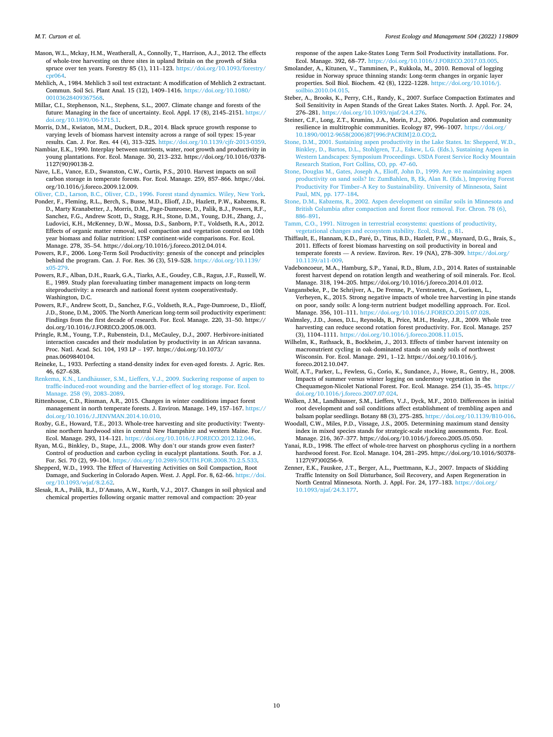Mason, W.L., Mckay, H.M., Weatherall, A., Connolly, T., Harrison, A.J., 2012. The effects of whole-tree harvesting on three sites in upland Britain on the growth of Sitka spruce over ten years. Forestry 85 (1), 111–123. https://doi.org/10.1093/forestry/cpr064.

Mehlich, A., 1984. Mehlich 3 soil test extractant: A modification of Mehlich 2 extractant. Commun. Soil Sci. Plant Anal. 15 (12), 1409–1416. https://doi.org/10.1080/00103628409367568.

Millar, C.I., Stephenson, N.L., Stephens, S.L., 2007. Climate change and forests of the future: Managing in the face of uncertainty. Ecol. Appl. 17 (8), 2145–2151. https://doi.org/10.1890/06-1715.1.

Morris, D.M., Kwiaton, M.M., Duckert, D.R., 2014. Black spruce growth response to varying levels of biomass harvest intensity across a range of soil types: 15-year results. Can. J. For. Res. 44 (4), 313–325. https://doi.org/10.1139/cjfr-2013-0359.

Nambiar, E.K., 1990. Interplay between nutrients, water, root growth and productivity in young plantations. For. Ecol. Manage. 30, 213–232. https://doi.org/10.1016/0378-1127(90)90138-2.

Nave, L.E., Vance, E.D., Swanston, C.W., Curtis, P.S., 2010. Harvest impacts on soil carbon storage in temperate forests. For. Ecol. Manage. 259, 857–866. https://doi.org/10.1016/j.foreco.2009.12.009.

Oliver, C.D., Larson, B.C., Oliver, C.D., 1996. Forest stand dynamics. Wiley, New York.

Ponder, F., Fleming, R.L., Berch, S., Busse, M.D., Elioff, J.D., Hazlett, P.W., Kabzems, R. D., Marty Kranabetter, J., Morris, D.M., Page-Dumroese, D., Palik, B.J., Powers, R.F., Sanchez, F.G., Andrew Scott, D., Stagg, R.H., Stone, D.M., Young, D.H., Zhang, J., Ludovici, K.H., McKenney, D.W., Mossa, D.S., Sanborn, P.T., Voldseth, R.A., 2012. Effects of organic matter removal, soil compaction and vegetation control on 10th year biomass and foliar nutrition: LTSP continent-wide comparisons. For. Ecol. Manage. 278, 35–54. https://doi.org/10.1016/j.foreco.2012.04.014.

Powers, R.F., 2006. Long-Term Soil Productivity: genesis of the concept and principles behind the program. Can. J. For. Res. 36 (3), 519–528. https://doi.org/10.1139/x05-279.

Powers, R.F., Alban, D.H., Ruark, G.A., Tiarks, A.E., Goudey, C.B., Ragus, J.F., Russell, W. E., 1989. Study plan forevaluating timber management impacts on long-term siteproductivity: a research and national forest system cooperativestudy. Washington, D.C.

Powers, R.F., Andrew Scott, D., Sanchez, F.G., Voldseth, R.A., Page-Dumroese, D., Elioff, J.D., Stone, D.M., 2005. The North American long-term soil productivity experiment: Findings from the first decade of research. For. Ecol. Manage. 220, 31–50. https://doi.org/10.1016/J.FORECO.2005.08.003.

Pringle, R.M., Young, T.P., Rubenstein, D.I., McCauley, D.J., 2007. Herbivore-initiated interaction cascades and their modulation by productivity in an African savanna. Proc. Natl. Acad. Sci. 104, 193 LP – 197. https://doi.org/10.1073/pnas.0609840104.

Reineke, L., 1933. Perfecting a stand-density index for even-aged forests. J. Agric. Res. 46, 627–638.

Renkema, K.N., Landhäusser, S.M., Lieffers, V.J., 2009. Suckering response of aspen to traffic-induced-root wounding and the barrier-effect of log storage. For. Ecol. Manage. 258 (9), 2083–2089.

Rittenhouse, C.D., Rissman, A.R., 2015. Changes in winter conditions impact forest management in north temperate forests. J. Environ. Manage. 149, 157–167. https://doi.org/10.1016/J.JENVMAN.2014.10.010.

Roxby, G.E., Howard, T.E., 2013. Whole-tree harvesting and site productivity: Twenty-nine northern hardwood sites in central New Hampshire and western Maine. For. Ecol. Manage. 293, 114–121. https://doi.org/10.1016/J.FORECO.2012.12.046.

Ryan, M.G., Binkley, D., Stape, J.L., 2008. Why don't our stands grow even faster? Control of production and carbon cycling in eucalypt plantations. South. For. a J. For. Sci. 70 (2), 99–104. https://doi.org/10.2989/SOUTH.FOR.2008.70.2.5.533.

Shepperd, W.D., 1993. The Effect of Harvesting Activities on Soil Compaction, Root Damage, and Suckering in Colorado Aspen. West. J. Appl. For. 8, 62–66. https://doi.org/10.1093/wjaf/8.2.62.

Slesak, R.A., Palik, B.J., D'Amato, A.W., Kurth, V.J., 2017. Changes in soil physical and chemical properties following organic matter removal and compaction: 20-year response of the aspen Lake-States Long Term Soil Productivity installations. For. Ecol. Manage. 392, 68–77. https://doi.org/10.1016/J.FORECO.2017.03.005.

Smolander, A., Kitunen, V., Tamminen, P., Kukkola, M., 2010. Removal of logging residue in Norway spruce thinning stands: Long-term changes in organic layer properties. Soil Biol. Biochem. 42 (8), 1222–1228. https://doi.org/10.1016/j.soilbio.2010.04.015.

Steber, A., Brooks, K., Perry, C.H., Randy, K., 2007. Surface Compaction Estimates and Soil Sensitivity in Aspen Stands of the Great Lakes States. North. J. Appl. For. 24, 276–281. https://doi.org/10.1093/njaf/24.4.276.

Steiner, C.F., Long, Z.T., Krumins, J.A., Morin, P.J., 2006. Population and community resilience in multitrophic communities. Ecology 87, 996–1007. https://doi.org/10.1890/0012-9658(2006)87[996:PACRIM]2.0.CO;2.

Stone, D.M., 2001. Sustaining aspen productivity in the Lake States. In: Shepperd, W.D., Binkley, D., Bartos, D.L., Stohlgren, T.J., Eskew, L.G. (Eds.), Sustaining Aspen in Western Landscapes: Symposium Proceedings. USDA Forest Service Rocky Mountain Research Station, Fort Collins, CO, pp. 47–60.

Stone, Douglas M., Gates, Joseph A., Elioff, John D., 1999. Are we maintaining aspen productivity on sand soils? In: ZumBahlen, B, Ek, Alan R. (Eds.), Improving Forest Productivity For Timber–A Key to Sustainability. University of Minnesota, Saint Paul, MN, pp. 177–184.

Stone, D.M., Kabzems, R., 2002. Aspen development on similar soils in Minnesota and British Columbia after compaction and forest floor removal. For. Chron. 78 (6), 886–891.

Tamm, C.O., 1991. Nitrogen in terrestrial ecosystems: questions of productivity, vegetational changes and ecosystem stability. Ecol, Stud, p. 81.

Thiffault, E., Hannam, K.D., Paré, D., Titus, B.D., Hazlett, P.W., Maynard, D.G., Brais, S., 2011. Effects of forest biomass harvesting on soil productivity in boreal and temperate forests — A review. Environ. Rev. 19 (NA), 278–309. https://doi.org/10.1139/a11-009.

Vadeboncoeur, M.A., Hamburg, S.P., Yanai, R.D., Blum, J.D., 2014. Rates of sustainable forest harvest depend on rotation length and weathering of soil minerals. For. Ecol. Manage. 318, 194–205. https://doi.org/10.1016/j.foreco.2014.01.012.

Vangansbeke, P., De Schrijver, A., De Frenne, P., Verstraeten, A., Gorissen, L., Verheyen, K., 2015. Strong negative impacts of whole tree harvesting in pine stands on poor, sandy soils: A long-term nutrient budget modelling approach. For. Ecol. Manage. 356, 101–111. https://doi.org/10.1016/J.FORECO.2015.07.028.

Walmsley, J.D., Jones, D.L., Reynolds, B., Price, M.H., Healey, J.R., 2009. Whole tree harvesting can reduce second rotation forest productivity. For. Ecol. Manage. 257 (3), 1104–1111. https://doi.org/10.1016/j.foreco.2008.11.015.

Wilhelm, K., Rathsack, B., Bockheim, J., 2013. Effects of timber harvest intensity on macronutrient cycling in oak-dominated stands on sandy soils of northwest Wisconsin. For. Ecol. Manage. 291, 1–12. https://doi.org/10.1016/j.foreco.2012.10.047.

Wolf, A.T., Parker, L., Fewless, G., Corio, K., Sundance, J., Howe, R., Gentry, H., 2008. Impacts of summer versus winter logging on understory vegetation in the Chequamegon-Nicolet National Forest. For. Ecol. Manage. 254 (1), 35–45. https://doi.org/10.1016/j.foreco.2007.07.024.

Wolken, J.M., Landhäusser, S.M., Lieffers, V.J., Dyck, M.F., 2010. Differences in initial root development and soil conditions affect establishment of trembling aspen and balsam poplar seedlings. Botany 88 (3), 275–285. https://doi.org/10.1139/B10-016.

Woodall, C.W., Miles, P.D., Vissage, J.S., 2005. Determining maximum stand density index in mixed species stands for strategic-scale stocking assessments. For. Ecol. Manage. 216, 367–377. https://doi.org/10.1016/j.foreco.2005.05.050.

Yanai, R.D., 1998. The effect of whole-tree harvest on phosphorus cycling in a northern hardwood forest. For. Ecol. Manage. 104, 281–295. https://doi.org/10.1016/S0378-1127(97)00256-9.

Zenner, E.K., Fauskee, J.T., Berger, A.L., Puettmann, K.J., 2007. Impacts of Skidding Traffic Intensity on Soil Disturbance, Soil Recovery, and Aspen Regeneration in North Central Minnesota. North. J. Appl. For. 24, 177–183. https://doi.org/10.1093/njaf/24.3.177.